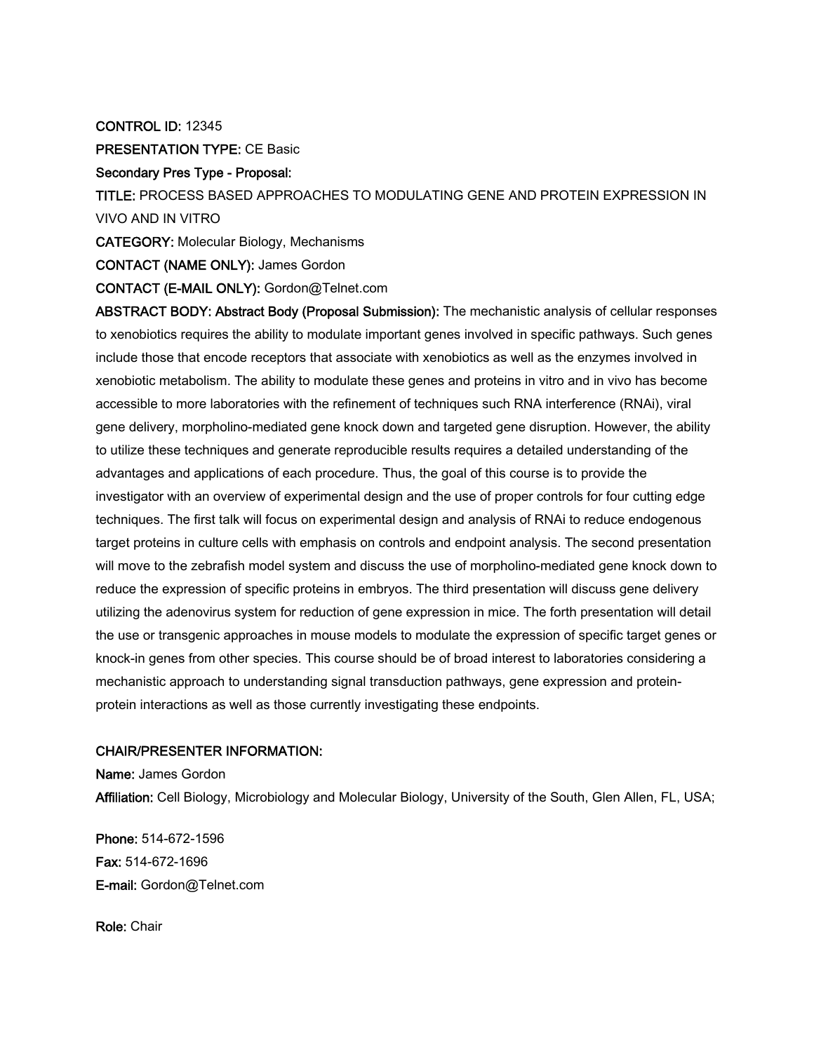**CONTROL ID:** 12345

**PRESENTATION TYPE:** CE Basic

**Secondary Pres Type - Proposal:**

**TITLE:** PROCESS BASED APPROACHES TO MODULATING GENE AND PROTEIN EXPRESSION IN VIVO AND IN VITRO

**CATEGORY:** Molecular Biology, Mechanisms

**CONTACT (NAME ONLY):** James Gordon

**CONTACT (E-MAIL ONLY):** Gordon@Telnet.com

**ABSTRACT BODY: Abstract Body (Proposal Submission):** The mechanistic analysis of cellular responses to xenobiotics requires the ability to modulate important genes involved in specific pathways. Such genes include those that encode receptors that associate with xenobiotics as well as the enzymes involved in xenobiotic metabolism. The ability to modulate these genes and proteins in vitro and in vivo has become accessible to more laboratories with the refinement of techniques such RNA interference (RNAi), viral gene delivery, morpholino-mediated gene knock down and targeted gene disruption. However, the ability to utilize these techniques and generate reproducible results requires a detailed understanding of the advantages and applications of each procedure. Thus, the goal of this course is to provide the investigator with an overview of experimental design and the use of proper controls for four cutting edge techniques. The first talk will focus on experimental design and analysis of RNAi to reduce endogenous target proteins in culture cells with emphasis on controls and endpoint analysis. The second presentation will move to the zebrafish model system and discuss the use of morpholino-mediated gene knock down to reduce the expression of specific proteins in embryos. The third presentation will discuss gene delivery utilizing the adenovirus system for reduction of gene expression in mice. The forth presentation will detail the use or transgenic approaches in mouse models to modulate the expression of specific target genes or knock-in genes from other species. This course should be of broad interest to laboratories considering a mechanistic approach to understanding signal transduction pathways, gene expression and protein-protein interactions as well as those currently investigating these endpoints.

**CHAIR/PRESENTER INFORMATION:**

**Name:** James Gordon

**Affiliation:** Cell Biology, Microbiology and Molecular Biology, University of the South, Glen Allen, FL, USA;

**Phone:** 514-672-1596

**Fax:** 514-672-1696

**E-mail:** Gordon@Telnet.com

**Role:** Chair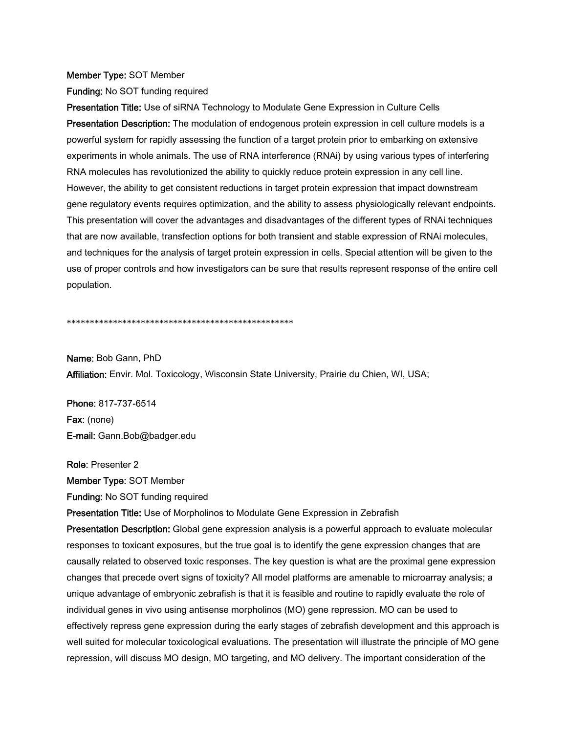**Member Type:** SOT Member

**Funding:** No SOT funding required

**Presentation Title:** Use of siRNA Technology to Modulate Gene Expression in Culture Cells

**Presentation Description:** The modulation of endogenous protein expression in cell culture models is a powerful system for rapidly assessing the function of a target protein prior to embarking on extensive experiments in whole animals. The use of RNA interference (RNAi) by using various types of interfering RNA molecules has revolutionized the ability to quickly reduce protein expression in any cell line. However, the ability to get consistent reductions in target protein expression that impact downstream gene regulatory events requires optimization, and the ability to assess physiologically relevant endpoints. This presentation will cover the advantages and disadvantages of the different types of RNAi techniques that are now available, transfection options for both transient and stable expression of RNAi molecules, and techniques for the analysis of target protein expression in cells. Special attention will be given to the use of proper controls and how investigators can be sure that results represent response of the entire cell population.

**************************************************

**Name:** Bob Gann, PhD

**Affiliation:** Envir. Mol. Toxicology, Wisconsin State University, Prairie du Chien, WI, USA;

**Phone:** 817-737-6514

**Fax:** (none)

**E-mail:** Gann.Bob@badger.edu

**Role:** Presenter 2

**Member Type:** SOT Member

**Funding:** No SOT funding required

**Presentation Title:** Use of Morpholinos to Modulate Gene Expression in Zebrafish

**Presentation Description:** Global gene expression analysis is a powerful approach to evaluate molecular responses to toxicant exposures, but the true goal is to identify the gene expression changes that are causally related to observed toxic responses. The key question is what are the proximal gene expression changes that precede overt signs of toxicity? All model platforms are amenable to microarray analysis; a unique advantage of embryonic zebrafish is that it is feasible and routine to rapidly evaluate the role of individual genes in vivo using antisense morpholinos (MO) gene repression. MO can be used to effectively repress gene expression during the early stages of zebrafish development and this approach is well suited for molecular toxicological evaluations. The presentation will illustrate the principle of MO gene repression, will discuss MO design, MO targeting, and MO delivery. The important consideration of the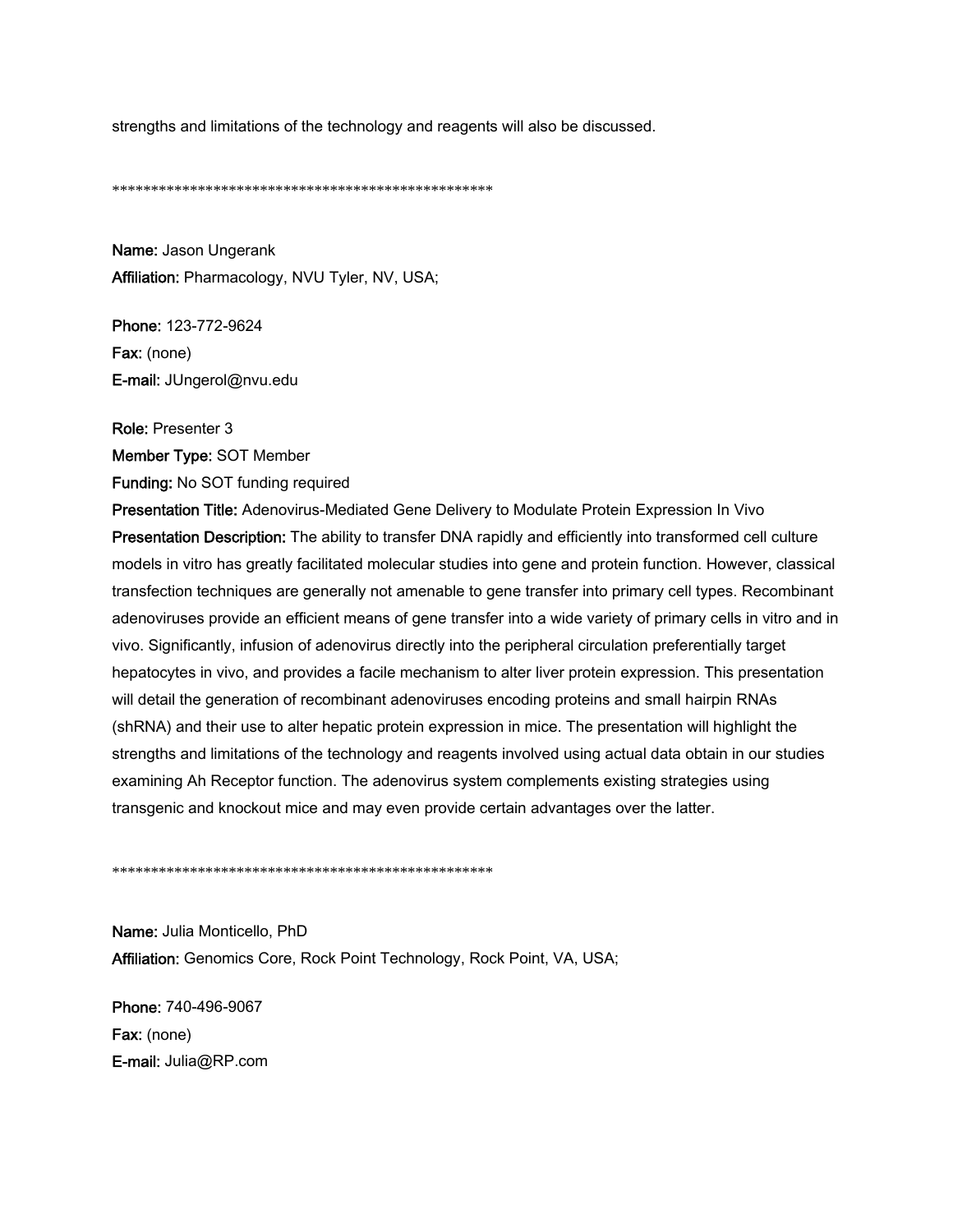strengths and limitations of the technology and reagents will also be discussed.

**************************************************

**Name:** Jason Ungerank
**Affiliation:** Pharmacology, NVU Tyler, NV, USA;

**Phone:** 123-772-9624
**Fax:** (none)
**E-mail:** JUngerol@nvu.edu

**Role:** Presenter 3
**Member Type:** SOT Member
**Funding:** No SOT funding required
**Presentation Title:** Adenovirus-Mediated Gene Delivery to Modulate Protein Expression In Vivo
**Presentation Description:** The ability to transfer DNA rapidly and efficiently into transformed cell culture models in vitro has greatly facilitated molecular studies into gene and protein function. However, classical transfection techniques are generally not amenable to gene transfer into primary cell types. Recombinant adenoviruses provide an efficient means of gene transfer into a wide variety of primary cells in vitro and in vivo. Significantly, infusion of adenovirus directly into the peripheral circulation preferentially target hepatocytes in vivo, and provides a facile mechanism to alter liver protein expression. This presentation will detail the generation of recombinant adenoviruses encoding proteins and small hairpin RNAs (shRNA) and their use to alter hepatic protein expression in mice. The presentation will highlight the strengths and limitations of the technology and reagents involved using actual data obtain in our studies examining Ah Receptor function. The adenovirus system complements existing strategies using transgenic and knockout mice and may even provide certain advantages over the latter.

**************************************************

**Name:** Julia Monticello, PhD
**Affiliation:** Genomics Core, Rock Point Technology, Rock Point, VA, USA;

**Phone:** 740-496-9067
**Fax:** (none)
**E-mail:** Julia@RP.com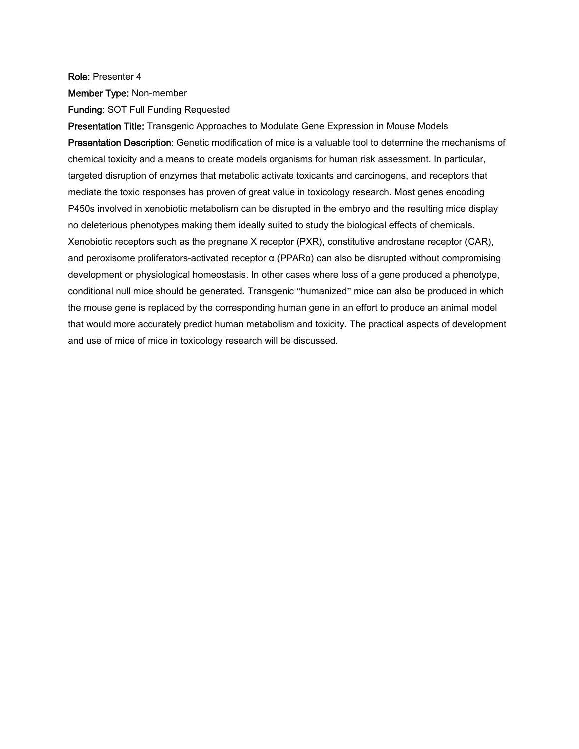**Role:** Presenter 4

**Member Type:** Non-member

**Funding:** SOT Full Funding Requested

**Presentation Title:** Transgenic Approaches to Modulate Gene Expression in Mouse Models

**Presentation Description:** Genetic modification of mice is a valuable tool to determine the mechanisms of chemical toxicity and a means to create models organisms for human risk assessment. In particular, targeted disruption of enzymes that metabolic activate toxicants and carcinogens, and receptors that mediate the toxic responses has proven of great value in toxicology research. Most genes encoding P450s involved in xenobiotic metabolism can be disrupted in the embryo and the resulting mice display no deleterious phenotypes making them ideally suited to study the biological effects of chemicals. Xenobiotic receptors such as the pregnane X receptor (PXR), constitutive androstane receptor (CAR), and peroxisome proliferators-activated receptor α (PPARα) can also be disrupted without compromising development or physiological homeostasis. In other cases where loss of a gene produced a phenotype, conditional null mice should be generated. Transgenic "humanized" mice can also be produced in which the mouse gene is replaced by the corresponding human gene in an effort to produce an animal model that would more accurately predict human metabolism and toxicity. The practical aspects of development and use of mice of mice in toxicology research will be discussed.